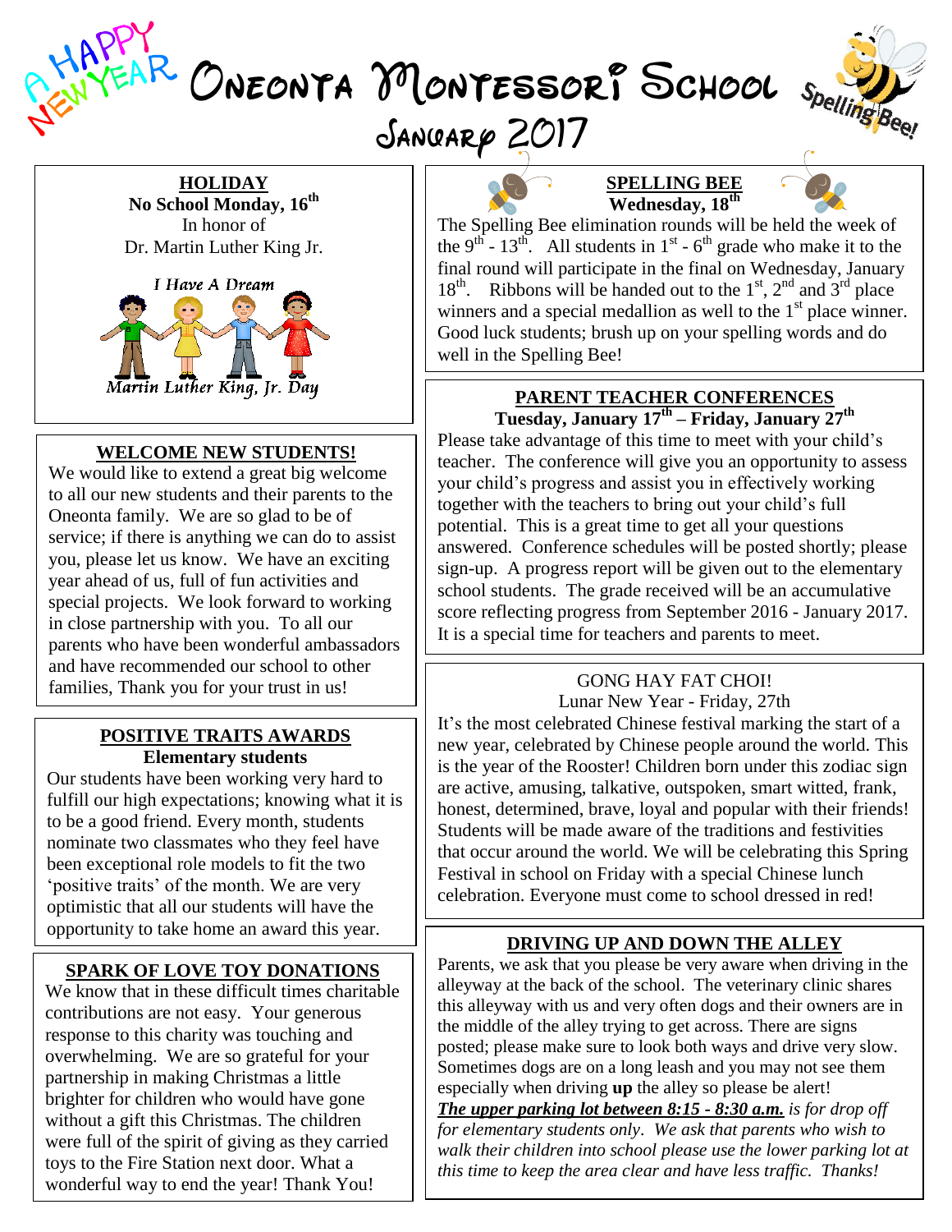# Oneonta Montessori School

## January 2017

### HOLIDAY

**No School Monday, 16th**

In honor of
Dr. Martin Luther King Jr.

I Have A Dream

Martin Luther King, Jr. Day

### WELCOME NEW STUDENTS!

We would like to extend a great big welcome to all our new students and their parents to the Oneonta family. We are so glad to be of service; if there is anything we can do to assist you, please let us know. We have an exciting year ahead of us, full of fun activities and special projects. We look forward to working in close partnership with you. To all our parents who have been wonderful ambassadors and have recommended our school to other families, Thank you for your trust in us!

### POSITIVE TRAITS AWARDS

**Elementary students**

Our students have been working very hard to fulfill our high expectations; knowing what it is to be a good friend. Every month, students nominate two classmates who they feel have been exceptional role models to fit the two 'positive traits' of the month. We are very optimistic that all our students will have the opportunity to take home an award this year.

### SPARK OF LOVE TOY DONATIONS

We know that in these difficult times charitable contributions are not easy. Your generous response to this charity was touching and overwhelming. We are so grateful for your partnership in making Christmas a little brighter for children who would have gone without a gift this Christmas. The children were full of the spirit of giving as they carried toys to the Fire Station next door. What a wonderful way to end the year! Thank You!

### SPELLING BEE

**Wednesday, 18th**

The Spelling Bee elimination rounds will be held the week of the 9th - 13th. All students in 1st - 6th grade who make it to the final round will participate in the final on Wednesday, January 18th. Ribbons will be handed out to the 1st, 2nd and 3rd place winners and a special medallion as well to the 1st place winner. Good luck students; brush up on your spelling words and do well in the Spelling Bee!

### PARENT TEACHER CONFERENCES

**Tuesday, January 17th – Friday, January 27th**

Please take advantage of this time to meet with your child's teacher. The conference will give you an opportunity to assess your child's progress and assist you in effectively working together with the teachers to bring out your child's full potential. This is a great time to get all your questions answered. Conference schedules will be posted shortly; please sign-up. A progress report will be given out to the elementary school students. The grade received will be an accumulative score reflecting progress from September 2016 - January 2017. It is a special time for teachers and parents to meet.

### GONG HAY FAT CHOI!

Lunar New Year - Friday, 27th

It's the most celebrated Chinese festival marking the start of a new year, celebrated by Chinese people around the world. This is the year of the Rooster! Children born under this zodiac sign are active, amusing, talkative, outspoken, smart witted, frank, honest, determined, brave, loyal and popular with their friends! Students will be made aware of the traditions and festivities that occur around the world. We will be celebrating this Spring Festival in school on Friday with a special Chinese lunch celebration. Everyone must come to school dressed in red!

### DRIVING UP AND DOWN THE ALLEY

Parents, we ask that you please be very aware when driving in the alleyway at the back of the school. The veterinary clinic shares this alleyway with us and very often dogs and their owners are in the middle of the alley trying to get across. There are signs posted; please make sure to look both ways and drive very slow. Sometimes dogs are on a long leash and you may not see them especially when driving **up** the alley so please be alert! ***The upper parking lot between 8:15 - 8:30 a.m.*** *is for drop off for elementary students only. We ask that parents who wish to walk their children into school please use the lower parking lot at this time to keep the area clear and have less traffic. Thanks!*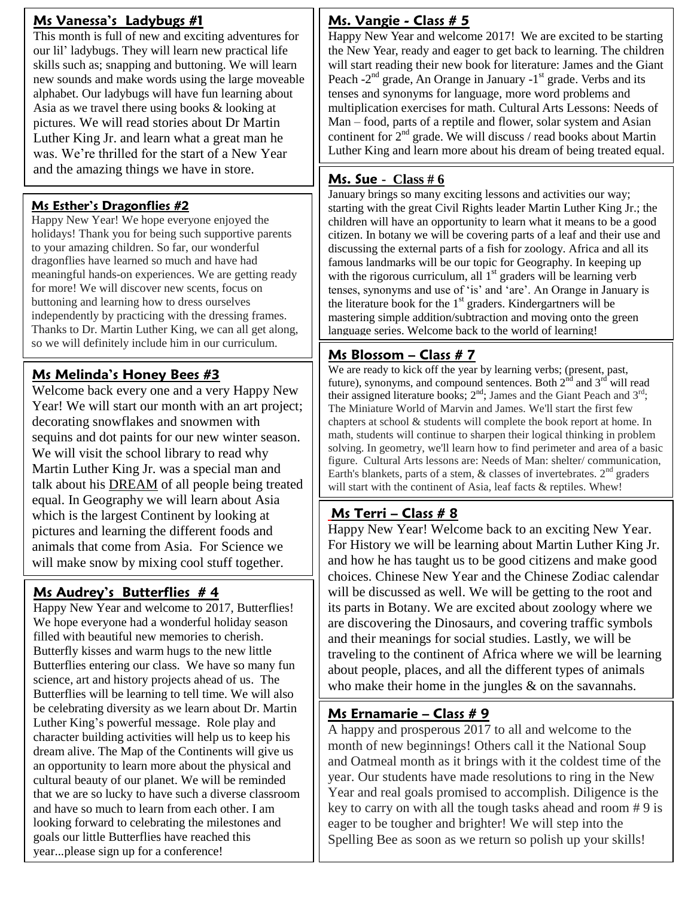## Ms Vanessa's Ladybugs #1

This month is full of new and exciting adventures for our lil' ladybugs. They will learn new practical life skills such as; snapping and buttoning. We will learn new sounds and make words using the large moveable alphabet. Our ladybugs will have fun learning about Asia as we travel there using books & looking at pictures. We will read stories about Dr Martin Luther King Jr. and learn what a great man he was. We're thrilled for the start of a New Year and the amazing things we have in store.

## Ms Esther's Dragonflies #2

Happy New Year! We hope everyone enjoyed the holidays! Thank you for being such supportive parents to your amazing children. So far, our wonderful dragonflies have learned so much and have had meaningful hands-on experiences. We are getting ready for more! We will discover new scents, focus on buttoning and learning how to dress ourselves independently by practicing with the dressing frames. Thanks to Dr. Martin Luther King, we can all get along, so we will definitely include him in our curriculum.

## Ms Melinda's Honey Bees #3

Welcome back every one and a very Happy New Year! We will start our month with an art project; decorating snowflakes and snowmen with sequins and dot paints for our new winter season. We will visit the school library to read why Martin Luther King Jr. was a special man and talk about his DREAM of all people being treated equal. In Geography we will learn about Asia which is the largest Continent by looking at pictures and learning the different foods and animals that come from Asia. For Science we will make snow by mixing cool stuff together.

## Ms Audrey's Butterflies # 4

Happy New Year and welcome to 2017, Butterflies! We hope everyone had a wonderful holiday season filled with beautiful new memories to cherish. Butterfly kisses and warm hugs to the new little Butterflies entering our class. We have so many fun science, art and history projects ahead of us. The Butterflies will be learning to tell time. We will also be celebrating diversity as we learn about Dr. Martin Luther King's powerful message. Role play and character building activities will help us to keep his dream alive. The Map of the Continents will give us an opportunity to learn more about the physical and cultural beauty of our planet. We will be reminded that we are so lucky to have such a diverse classroom and have so much to learn from each other. I am looking forward to celebrating the milestones and goals our little Butterflies have reached this year...please sign up for a conference!

## Ms. Vangie - Class # 5

Happy New Year and welcome 2017! We are excited to be starting the New Year, ready and eager to get back to learning. The children will start reading their new book for literature: James and the Giant Peach -2nd grade, An Orange in January -1st grade. Verbs and its tenses and synonyms for language, more word problems and multiplication exercises for math. Cultural Arts Lessons: Needs of Man – food, parts of a reptile and flower, solar system and Asian continent for 2nd grade. We will discuss / read books about Martin Luther King and learn more about his dream of being treated equal.

## Ms. Sue - Class # 6

January brings so many exciting lessons and activities our way; starting with the great Civil Rights leader Martin Luther King Jr.; the children will have an opportunity to learn what it means to be a good citizen. In botany we will be covering parts of a leaf and their use and discussing the external parts of a fish for zoology. Africa and all its famous landmarks will be our topic for Geography. In keeping up with the rigorous curriculum, all 1st graders will be learning verb tenses, synonyms and use of 'is' and 'are'. An Orange in January is the literature book for the 1st graders. Kindergartners will be mastering simple addition/subtraction and moving onto the green language series. Welcome back to the world of learning!

## Ms Blossom – Class # 7

We are ready to kick off the year by learning verbs; (present, past, future), synonyms, and compound sentences. Both 2nd and 3rd will read their assigned literature books; 2nd; James and the Giant Peach and 3rd; The Miniature World of Marvin and James. We'll start the first few chapters at school & students will complete the book report at home. In math, students will continue to sharpen their logical thinking in problem solving. In geometry, we'll learn how to find perimeter and area of a basic figure. Cultural Arts lessons are: Needs of Man: shelter/ communication, Earth's blankets, parts of a stem, & classes of invertebrates. 2nd graders will start with the continent of Asia, leaf facts & reptiles. Whew!

## Ms Terri – Class # 8

Happy New Year! Welcome back to an exciting New Year. For History we will be learning about Martin Luther King Jr. and how he has taught us to be good citizens and make good choices. Chinese New Year and the Chinese Zodiac calendar will be discussed as well. We will be getting to the root and its parts in Botany. We are excited about zoology where we are discovering the Dinosaurs, and covering traffic symbols and their meanings for social studies. Lastly, we will be traveling to the continent of Africa where we will be learning about people, places, and all the different types of animals who make their home in the jungles & on the savannahs.

## Ms Ernamarie – Class # 9

A happy and prosperous 2017 to all and welcome to the month of new beginnings! Others call it the National Soup and Oatmeal month as it brings with it the coldest time of the year. Our students have made resolutions to ring in the New Year and real goals promised to accomplish. Diligence is the key to carry on with all the tough tasks ahead and room # 9 is eager to be tougher and brighter! We will step into the Spelling Bee as soon as we return so polish up your skills!